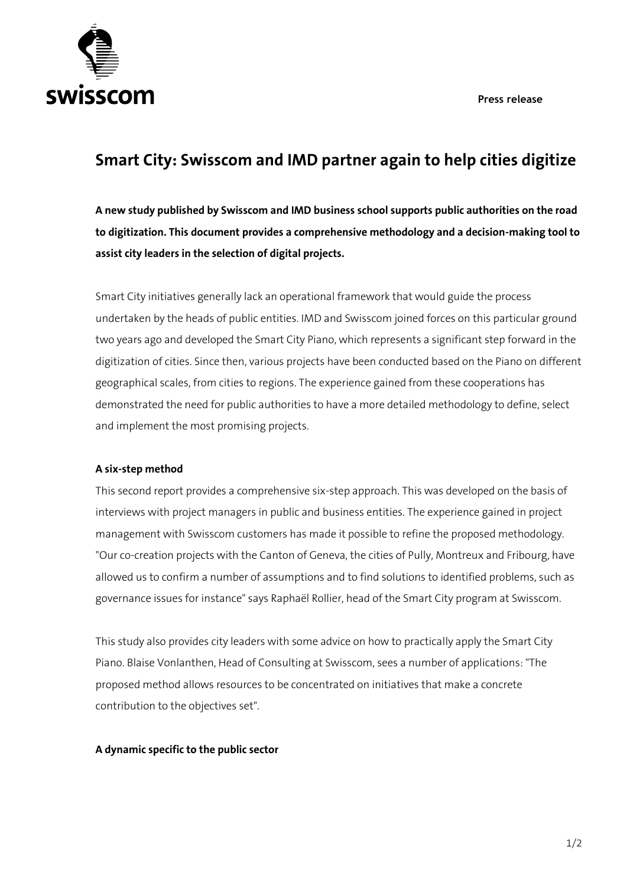Press release

# Smart City: Swisscom and IMD partner again to help cities digitize

**A new study published by Swisscom and IMD business school supports public authorities on the road to digitization. This document provides a comprehensive methodology and a decision-making tool to assist city leaders in the selection of digital projects.**

Smart City initiatives generally lack an operational framework that would guide the process undertaken by the heads of public entities. IMD and Swisscom joined forces on this particular ground two years ago and developed the Smart City Piano, which represents a significant step forward in the digitization of cities. Since then, various projects have been conducted based on the Piano on different geographical scales, from cities to regions. The experience gained from these cooperations has demonstrated the need for public authorities to have a more detailed methodology to define, select and implement the most promising projects.

**A six-step method**

This second report provides a comprehensive six-step approach. This was developed on the basis of interviews with project managers in public and business entities. The experience gained in project management with Swisscom customers has made it possible to refine the proposed methodology. "Our co-creation projects with the Canton of Geneva, the cities of Pully, Montreux and Fribourg, have allowed us to confirm a number of assumptions and to find solutions to identified problems, such as governance issues for instance" says Raphaël Rollier, head of the Smart City program at Swisscom.

This study also provides city leaders with some advice on how to practically apply the Smart City Piano. Blaise Vonlanthen, Head of Consulting at Swisscom, sees a number of applications: "The proposed method allows resources to be concentrated on initiatives that make a concrete contribution to the objectives set".

**A dynamic specific to the public sector**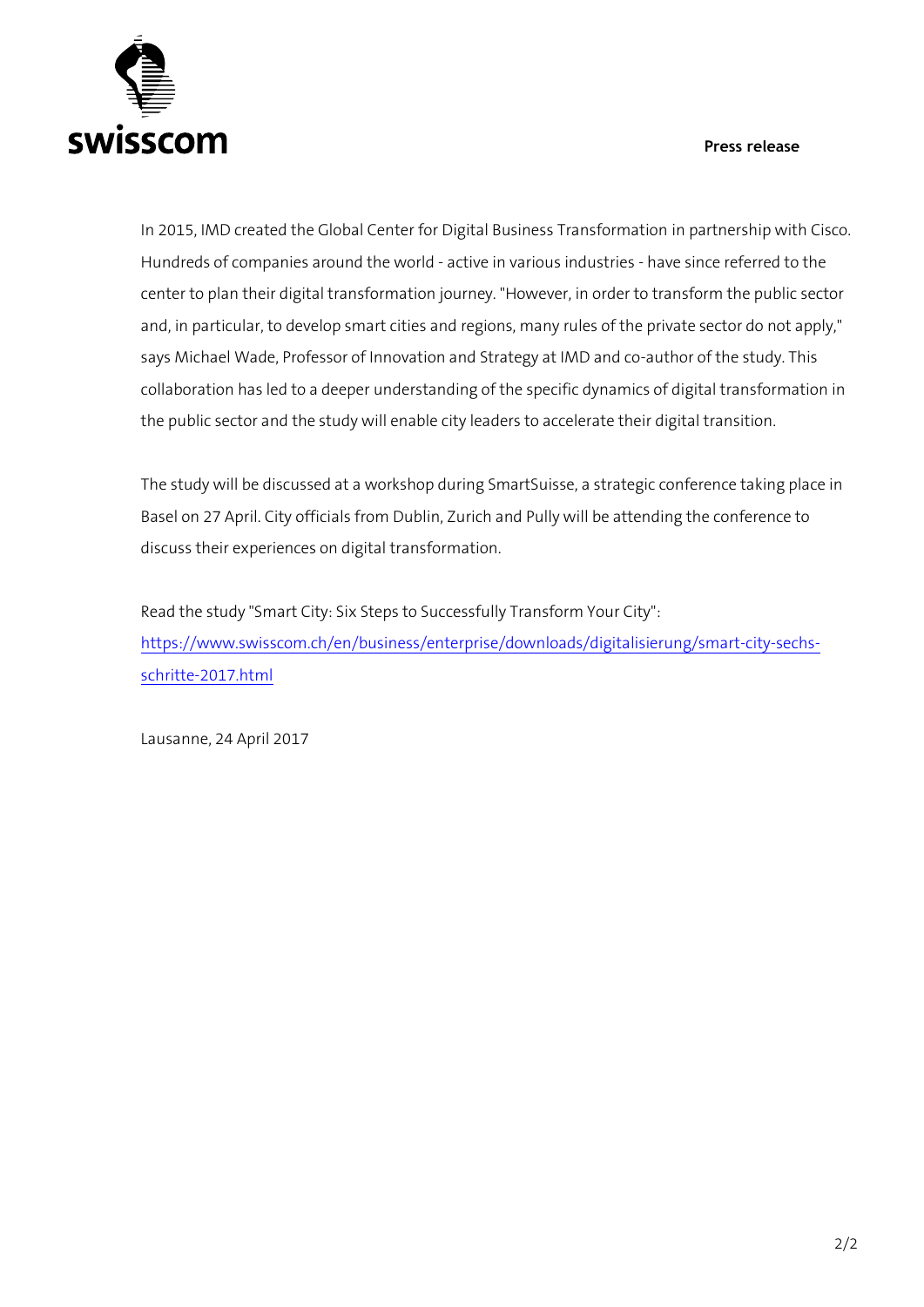In 2015, IMD created the Global Center for Digital Business Transformation in partnership with Cisco. Hundreds of companies around the world - active in various industries - have since referred to the center to plan their digital transformation journey. "However, in order to transform the public sector and, in particular, to develop smart cities and regions, many rules of the private sector do not apply," says Michael Wade, Professor of Innovation and Strategy at IMD and co-author of the study. This collaboration has led to a deeper understanding of the specific dynamics of digital transformation in the public sector and the study will enable city leaders to accelerate their digital transition.

The study will be discussed at a workshop during SmartSuisse, a strategic conference taking place in Basel on 27 April. City officials from Dublin, Zurich and Pully will be attending the conference to discuss their experiences on digital transformation.

Read the study "Smart City: Six Steps to Successfully Transform Your City":
https://www.swisscom.ch/en/business/enterprise/downloads/digitalisierung/smart-city-sechs-schritte-2017.html

Lausanne, 24 April 2017